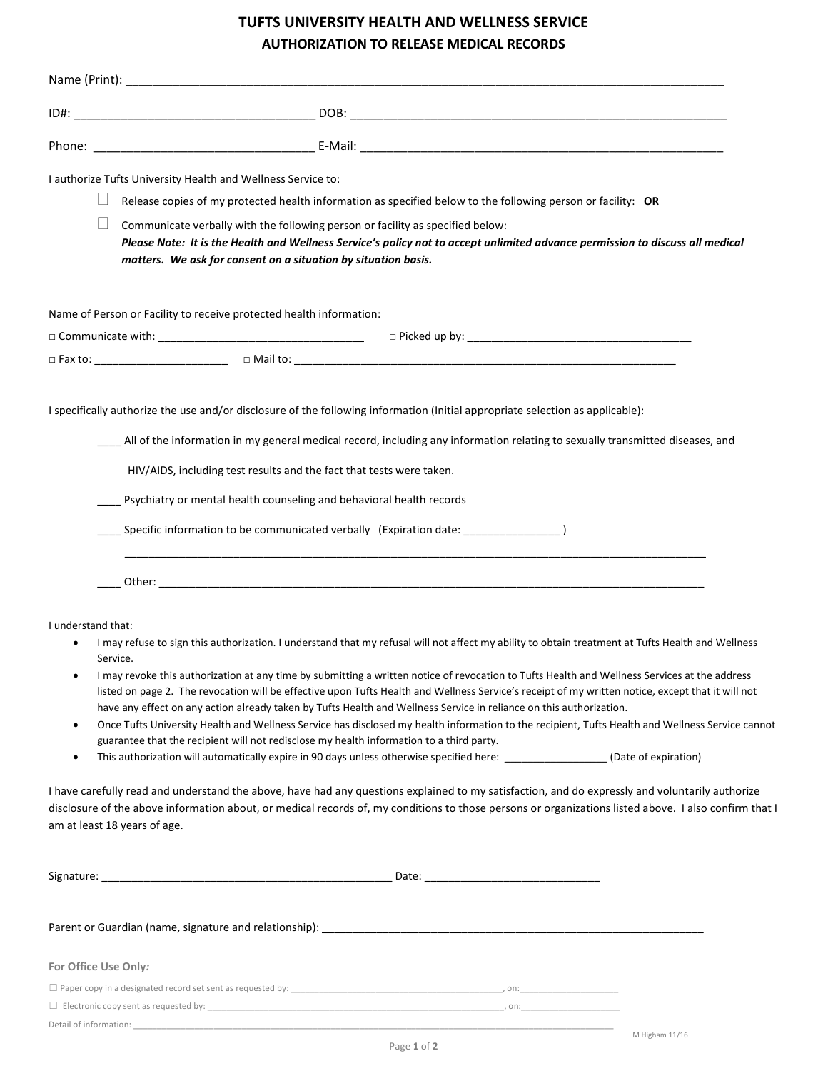# TUFTS UNIVERSITY HEALTH AND WELLNESS SERVICE

## AUTHORIZATION TO RELEASE MEDICAL RECORDS

Name (Print): ______________________________________________________________________________________

ID#: ____________________________________ DOB: __________________________________________________________

Phone: _________________________________ E-Mail: ________________________________________________________

I authorize Tufts University Health and Wellness Service to:

- ☐ Release copies of my protected health information as specified below to the following person or facility: **OR**
- ☐ Communicate verbally with the following person or facility as specified below:
  ***Please Note: It is the Health and Wellness Service's policy not to accept unlimited advance permission to discuss all medical matters. We ask for consent on a situation by situation basis.***

Name of Person or Facility to receive protected health information:

□ Communicate with: _________________________________ □ Picked up by: _____________________________________

□ Fax to: _____________________ □ Mail to: _______________________________________________________________

I specifically authorize the use and/or disclosure of the following information (Initial appropriate selection as applicable):

____ All of the information in my general medical record, including any information relating to sexually transmitted diseases, and HIV/AIDS, including test results and the fact that tests were taken.

____ Psychiatry or mental health counseling and behavioral health records

____ Specific information to be communicated verbally (Expiration date: _______________ )

______________________________________________________________________________________________

____ Other: ___________________________________________________________________________________________

I understand that:

- I may refuse to sign this authorization. I understand that my refusal will not affect my ability to obtain treatment at Tufts Health and Wellness Service.
- I may revoke this authorization at any time by submitting a written notice of revocation to Tufts Health and Wellness Services at the address listed on page 2. The revocation will be effective upon Tufts Health and Wellness Service's receipt of my written notice, except that it will not have any effect on any action already taken by Tufts Health and Wellness Service in reliance on this authorization.
- Once Tufts University Health and Wellness Service has disclosed my health information to the recipient, Tufts Health and Wellness Service cannot guarantee that the recipient will not redisclose my health information to a third party.
- This authorization will automatically expire in 90 days unless otherwise specified here: _________________ (Date of expiration)

I have carefully read and understand the above, have had any questions explained to my satisfaction, and do expressly and voluntarily authorize disclosure of the above information about, or medical records of, my conditions to those persons or organizations listed above. I also confirm that I am at least 18 years of age.

Signature: _______________________________________________ Date: _____________________________

Parent or Guardian (name, signature and relationship): _______________________________________________________________

**For Office Use Only:**

☐ Paper copy in a designated record set sent as requested by: ___________________________________________, on:___________________

☐ Electronic copy sent as requested by: ______________________________________________________________, on:___________________

Detail of information: ___________________________________________________________________________________________

M Higham 11/16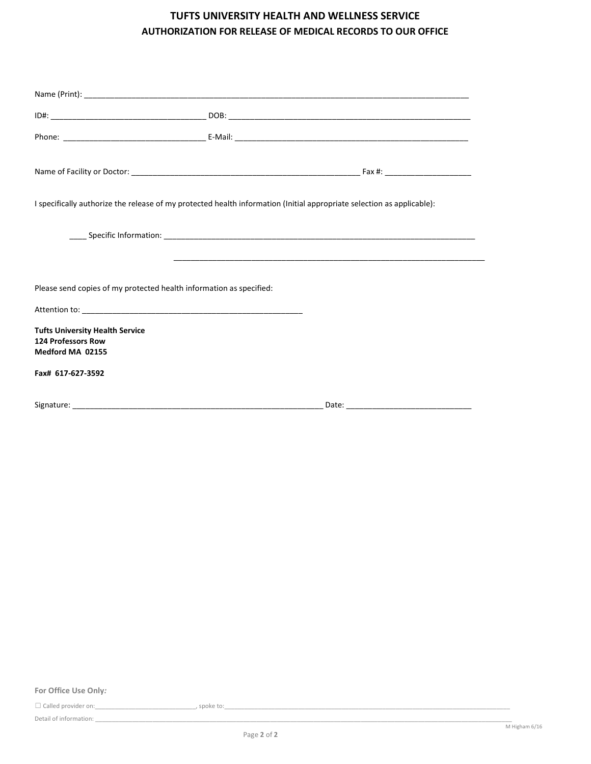# TUFTS UNIVERSITY HEALTH AND WELLNESS SERVICE

## AUTHORIZATION FOR RELEASE OF MEDICAL RECORDS TO OUR OFFICE

Name (Print): ____________________________________________________________________________________

ID#: ___________________________________ DOB: _______________________________________________________

Phone: _________________________________ E-Mail: ______________________________________________________

Name of Facility or Doctor: _____________________________________________________ Fax #: ____________________

I specifically authorize the release of my protected health information (Initial appropriate selection as applicable):

____ Specific Information: ___________________________________________________________________________

_________________________________________________________________________

Please send copies of my protected health information as specified:

Attention to: ____________________________________________________

**Tufts University Health Service**
**124 Professors Row**
**Medford MA 02155**

**Fax# 617-627-3592**

Signature: ___________________________________________________________ Date: _____________________________

**For Office Use Only:**

☐ Called provider on:____________________________, spoke to:________________________________________________________________________________

Detail of information: ______________________________________________________________________________________________________________

M Higham 6/16